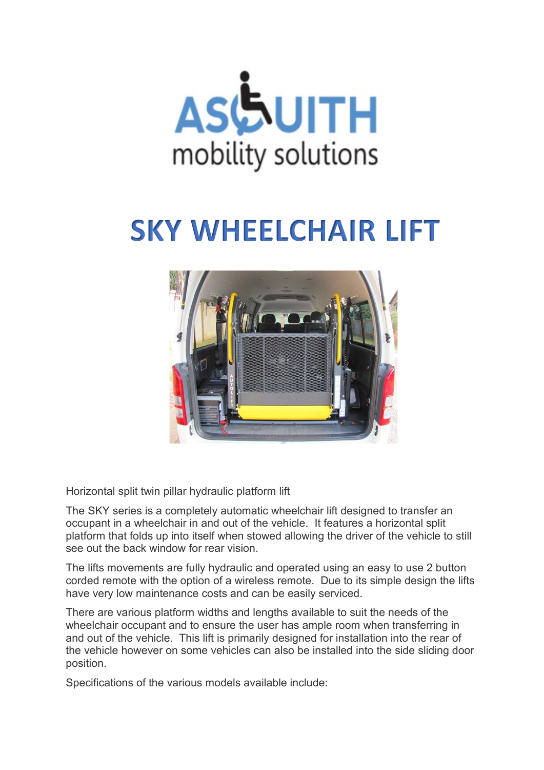# SKY WHEELCHAIR LIFT

Horizontal split twin pillar hydraulic platform lift

The SKY series is a completely automatic wheelchair lift designed to transfer an occupant in a wheelchair in and out of the vehicle. It features a horizontal split platform that folds up into itself when stowed allowing the driver of the vehicle to still see out the back window for rear vision.

The lifts movements are fully hydraulic and operated using an easy to use 2 button corded remote with the option of a wireless remote. Due to its simple design the lifts have very low maintenance costs and can be easily serviced.

There are various platform widths and lengths available to suit the needs of the wheelchair occupant and to ensure the user has ample room when transferring in and out of the vehicle. This lift is primarily designed for installation into the rear of the vehicle however on some vehicles can also be installed into the side sliding door position.

Specifications of the various models available include: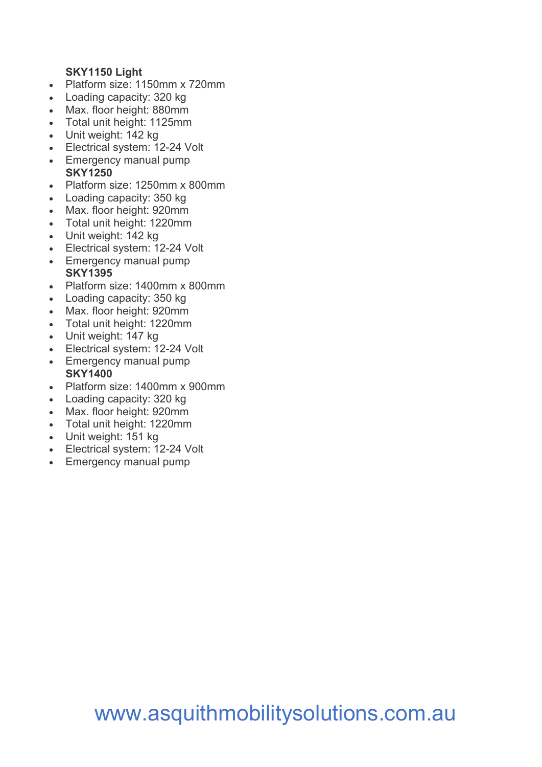**SKY1150 Light**

- Platform size: 1150mm x 720mm
- Loading capacity: 320 kg
- Max. floor height: 880mm
- Total unit height: 1125mm
- Unit weight: 142 kg
- Electrical system: 12-24 Volt
- Emergency manual pump

**SKY1250**

- Platform size: 1250mm x 800mm
- Loading capacity: 350 kg
- Max. floor height: 920mm
- Total unit height: 1220mm
- Unit weight: 142 kg
- Electrical system: 12-24 Volt
- Emergency manual pump

**SKY1395**

- Platform size: 1400mm x 800mm
- Loading capacity: 350 kg
- Max. floor height: 920mm
- Total unit height: 1220mm
- Unit weight: 147 kg
- Electrical system: 12-24 Volt
- Emergency manual pump

**SKY1400**

- Platform size: 1400mm x 900mm
- Loading capacity: 320 kg
- Max. floor height: 920mm
- Total unit height: 1220mm
- Unit weight: 151 kg
- Electrical system: 12-24 Volt
- Emergency manual pump